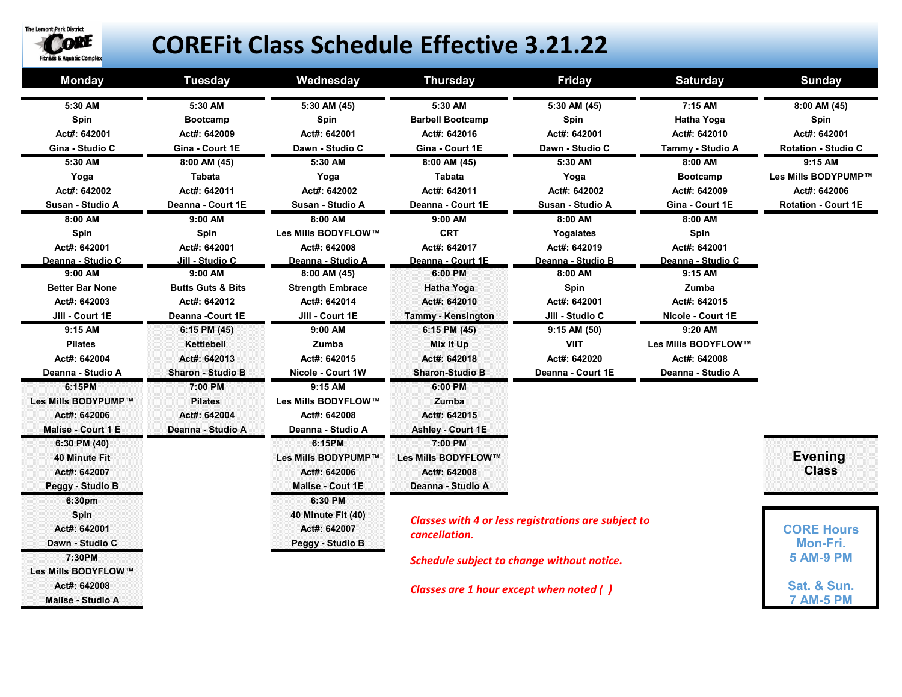The Lemont Park District CORE Fitness & Aquatic Complex

# COREFit Class Schedule Effective 3.21.22

| Monday | Tuesday | Wednesday | Thursday | Friday | Saturday | Sunday |
|---|---|---|---|---|---|---|
| 5:30 AM<br>Spin<br>Act#: 642001<br>Gina - Studio C | 5:30 AM<br>Bootcamp<br>Act#: 642009<br>Gina - Court 1E | 5:30 AM (45)<br>Spin<br>Act#: 642001<br>Dawn - Studio C | 5:30 AM<br>Barbell Bootcamp<br>Act#: 642016<br>Gina - Court 1E | 5:30 AM (45)<br>Spin<br>Act#: 642001<br>Dawn - Studio C | 7:15 AM<br>Hatha Yoga<br>Act#: 642010<br>Tammy - Studio A | 8:00 AM (45)<br>Spin<br>Act#: 642001<br>Rotation - Studio C |
| 5:30 AM<br>Yoga<br>Act#: 642002<br>Susan - Studio A | 8:00 AM (45)<br>Tabata<br>Act#: 642011<br>Deanna - Court 1E | 5:30 AM<br>Yoga<br>Act#: 642002<br>Susan - Studio A | 8:00 AM (45)<br>Tabata<br>Act#: 642011<br>Deanna - Court 1E | 5:30 AM<br>Yoga<br>Act#: 642002<br>Susan - Studio A | 8:00 AM<br>Bootcamp<br>Act#: 642009<br>Gina - Court 1E | 9:15 AM<br>Les Mills BODYPUMP™<br>Act#: 642006<br>Rotation - Court 1E |
| 8:00 AM<br>Spin<br>Act#: 642001<br>Deanna - Studio C | 9:00 AM<br>Spin<br>Act#: 642001<br>Jill - Studio C | 8:00 AM<br>Les Mills BODYFLOW™<br>Act#: 642008<br>Deanna - Studio A | 9:00 AM<br>CRT<br>Act#: 642017<br>Deanna - Court 1E | 8:00 AM<br>Yogalates<br>Act#: 642019<br>Deanna - Studio B | 8:00 AM<br>Spin<br>Act#: 642001<br>Deanna - Studio C | |
| 9:00 AM<br>Better Bar None<br>Act#: 642003<br>Jill - Court 1E | 9:00 AM<br>Butts Guts & Bits<br>Act#: 642012<br>Deanna -Court 1E | 8:00 AM (45)<br>Strength Embrace<br>Act#: 642014<br>Jill - Court 1E | 6:00 PM<br>Hatha Yoga<br>Act#: 642010<br>Tammy - Kensington | 8:00 AM<br>Spin<br>Act#: 642001<br>Jill - Studio C | 9:15 AM<br>Zumba<br>Act#: 642015<br>Nicole - Court 1E | |
| 9:15 AM<br>Pilates<br>Act#: 642004<br>Deanna - Studio A | 6:15 PM (45)<br>Kettlebell<br>Act#: 642013<br>Sharon - Studio B | 9:00 AM<br>Zumba<br>Act#: 642015<br>Nicole - Court 1W | 6:15 PM (45)<br>Mix It Up<br>Act#: 642018<br>Sharon-Studio B | 9:15 AM (50)<br>VIIT<br>Act#: 642020<br>Deanna - Court 1E | 9:20 AM<br>Les Mills BODYFLOW™<br>Act#: 642008<br>Deanna - Studio A | |
| 6:15PM<br>Les Mills BODYPUMP™<br>Act#: 642006<br>Malise - Court 1 E | 7:00 PM<br>Pilates<br>Act#: 642004<br>Deanna - Studio A | 9:15 AM<br>Les Mills BODYFLOW™<br>Act#: 642008<br>Deanna - Studio A | 6:00 PM<br>Zumba<br>Act#: 642015<br>Ashley - Court 1E | | | |
| 6:30 PM (40)<br>40 Minute Fit<br>Act#: 642007<br>Peggy - Studio B | | 6:15PM<br>Les Mills BODYPUMP™<br>Act#: 642006<br>Malise - Cout 1E | 7:00 PM<br>Les Mills BODYFLOW™<br>Act#: 642008<br>Deanna - Studio A | | | **Evening Class** |
| 6:30pm<br>Spin<br>Act#: 642001<br>Dawn - Studio C | | 6:30 PM<br>40 Minute Fit (40)<br>Act#: 642007<br>Peggy - Studio B | | | | |
| 7:30PM<br>Les Mills BODYFLOW™<br>Act#: 642008<br>Malise - Studio A | | | | | | |

*Classes with 4 or less registrations are subject to cancellation.*

*Schedule subject to change without notice.*

*Classes are 1 hour except when noted ( )*

**CORE Hours**
**Mon-Fri.**
**5 AM-9 PM**

**Sat. & Sun.**
**7 AM-5 PM**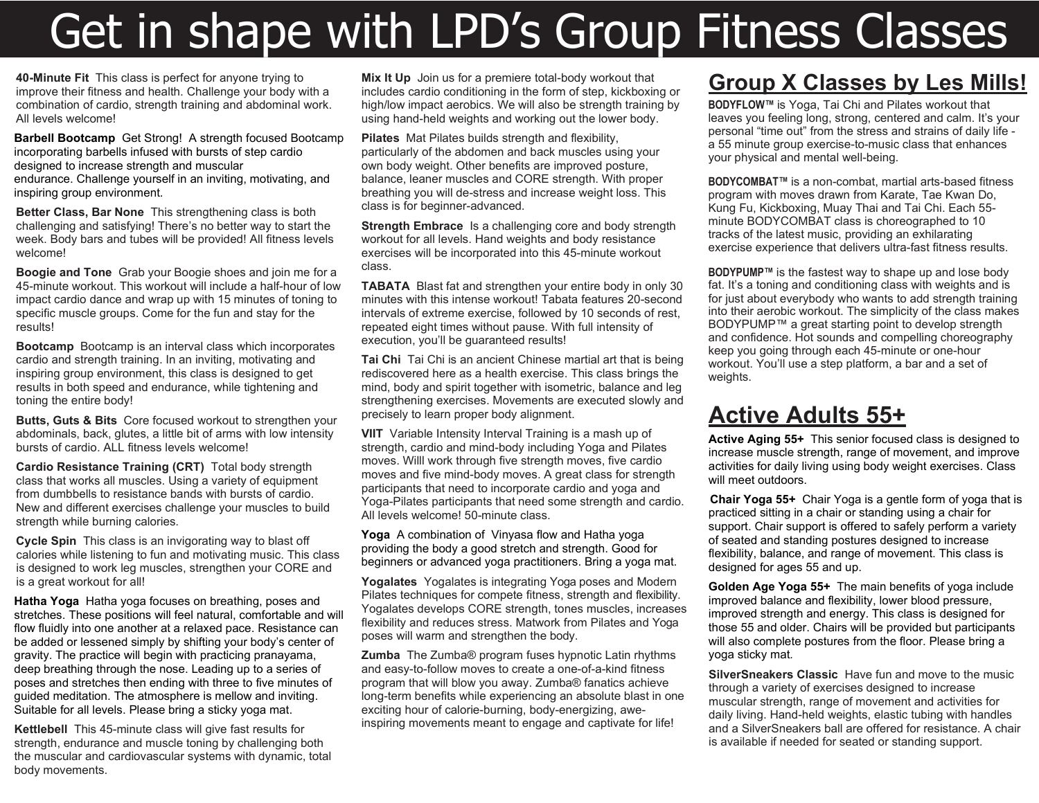# Get in shape with LPD's Group Fitness Classes

**40-Minute Fit** This class is perfect for anyone trying to improve their fitness and health. Challenge your body with a combination of cardio, strength training and abdominal work. All levels welcome!

**Barbell Bootcamp** Get Strong! A strength focused Bootcamp incorporating barbells infused with bursts of step cardio designed to increase strength and muscular endurance. Challenge yourself in an inviting, motivating, and inspiring group environment.

**Better Class, Bar None** This strengthening class is both challenging and satisfying! There's no better way to start the week. Body bars and tubes will be provided! All fitness levels welcome!

**Boogie and Tone** Grab your Boogie shoes and join me for a 45-minute workout. This workout will include a half-hour of low impact cardio dance and wrap up with 15 minutes of toning to specific muscle groups. Come for the fun and stay for the results!

**Bootcamp** Bootcamp is an interval class which incorporates cardio and strength training. In an inviting, motivating and inspiring group environment, this class is designed to get results in both speed and endurance, while tightening and toning the entire body!

**Butts, Guts & Bits** Core focused workout to strengthen your abdominals, back, glutes, a little bit of arms with low intensity bursts of cardio. ALL fitness levels welcome!

**Cardio Resistance Training (CRT)** Total body strength class that works all muscles. Using a variety of equipment from dumbbells to resistance bands with bursts of cardio. New and different exercises challenge your muscles to build strength while burning calories.

**Cycle Spin** This class is an invigorating way to blast off calories while listening to fun and motivating music. This class is designed to work leg muscles, strengthen your CORE and is a great workout for all!

**Hatha Yoga** Hatha yoga focuses on breathing, poses and stretches. These positions will feel natural, comfortable and will flow fluidly into one another at a relaxed pace. Resistance can be added or lessened simply by shifting your body's center of gravity. The practice will begin with practicing pranayama, deep breathing through the nose. Leading up to a series of poses and stretches then ending with three to five minutes of guided meditation. The atmosphere is mellow and inviting. Suitable for all levels. Please bring a sticky yoga mat.

**Kettlebell** This 45-minute class will give fast results for strength, endurance and muscle toning by challenging both the muscular and cardiovascular systems with dynamic, total body movements.

**Mix It Up** Join us for a premiere total-body workout that includes cardio conditioning in the form of step, kickboxing or high/low impact aerobics. We will also be strength training by using hand-held weights and working out the lower body.

**Pilates** Mat Pilates builds strength and flexibility, particularly of the abdomen and back muscles using your own body weight. Other benefits are improved posture, balance, leaner muscles and CORE strength. With proper breathing you will de-stress and increase weight loss. This class is for beginner-advanced.

**Strength Embrace** Is a challenging core and body strength workout for all levels. Hand weights and body resistance exercises will be incorporated into this 45-minute workout class.

**TABATA** Blast fat and strengthen your entire body in only 30 minutes with this intense workout! Tabata features 20-second intervals of extreme exercise, followed by 10 seconds of rest, repeated eight times without pause. With full intensity of execution, you'll be guaranteed results!

**Tai Chi** Tai Chi is an ancient Chinese martial art that is being rediscovered here as a health exercise. This class brings the mind, body and spirit together with isometric, balance and leg strengthening exercises. Movements are executed slowly and precisely to learn proper body alignment.

**VIIT** Variable Intensity Interval Training is a mash up of strength, cardio and mind-body including Yoga and Pilates moves. Willl work through five strength moves, five cardio moves and five mind-body moves. A great class for strength participants that need to incorporate cardio and yoga and Yoga-Pilates participants that need some strength and cardio. All levels welcome! 50-minute class.

**Yoga** A combination of Vinyasa flow and Hatha yoga providing the body a good stretch and strength. Good for beginners or advanced yoga practitioners. Bring a yoga mat.

**Yogalates** Yogalates is integrating Yoga poses and Modern Pilates techniques for compete fitness, strength and flexibility. Yogalates develops CORE strength, tones muscles, increases flexibility and reduces stress. Matwork from Pilates and Yoga poses will warm and strengthen the body.

**Zumba** The Zumba® program fuses hypnotic Latin rhythms and easy-to-follow moves to create a one-of-a-kind fitness program that will blow you away. Zumba® fanatics achieve long-term benefits while experiencing an absolute blast in one exciting hour of calorie-burning, body-energizing, awe-inspiring movements meant to engage and captivate for life!

## Group X Classes by Les Mills!

**BODYFLOW™** is Yoga, Tai Chi and Pilates workout that leaves you feeling long, strong, centered and calm. It's your personal "time out" from the stress and strains of daily life - a 55 minute group exercise-to-music class that enhances your physical and mental well-being.

**BODYCOMBAT™** is a non-combat, martial arts-based fitness program with moves drawn from Karate, Tae Kwan Do, Kung Fu, Kickboxing, Muay Thai and Tai Chi. Each 55-minute BODYCOMBAT class is choreographed to 10 tracks of the latest music, providing an exhilarating exercise experience that delivers ultra-fast fitness results.

**BODYPUMP™** is the fastest way to shape up and lose body fat. It's a toning and conditioning class with weights and is for just about everybody who wants to add strength training into their aerobic workout. The simplicity of the class makes BODYPUMP™ a great starting point to develop strength and confidence. Hot sounds and compelling choreography keep you going through each 45-minute or one-hour workout. You'll use a step platform, a bar and a set of weights.

## Active Adults 55+

**Active Aging 55+** This senior focused class is designed to increase muscle strength, range of movement, and improve activities for daily living using body weight exercises. Class will meet outdoors.

**Chair Yoga 55+** Chair Yoga is a gentle form of yoga that is practiced sitting in a chair or standing using a chair for support. Chair support is offered to safely perform a variety of seated and standing postures designed to increase flexibility, balance, and range of movement. This class is designed for ages 55 and up.

**Golden Age Yoga 55+** The main benefits of yoga include improved balance and flexibility, lower blood pressure, improved strength and energy. This class is designed for those 55 and older. Chairs will be provided but participants will also complete postures from the floor. Please bring a yoga sticky mat.

**SilverSneakers Classic** Have fun and move to the music through a variety of exercises designed to increase muscular strength, range of movement and activities for daily living. Hand-held weights, elastic tubing with handles and a SilverSneakers ball are offered for resistance. A chair is available if needed for seated or standing support.